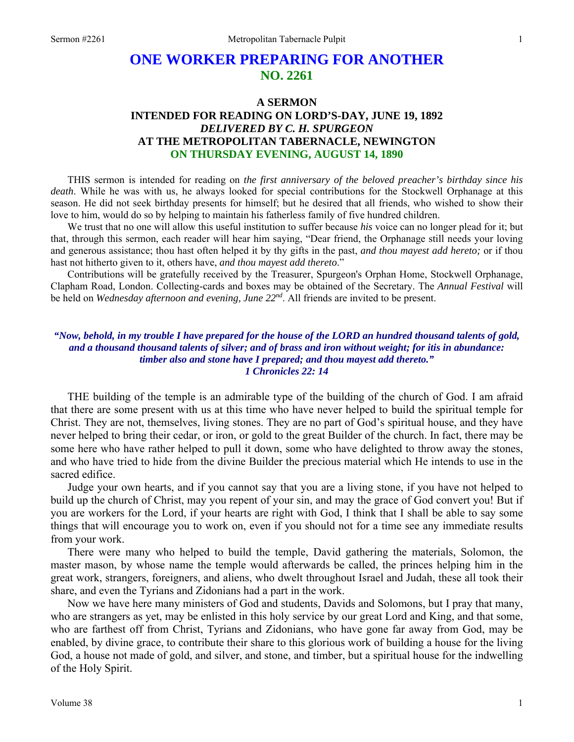# ONE WORKER PREPARING FOR ANOTHER
## NO. 2261

### A SERMON
### INTENDED FOR READING ON LORD'S-DAY, JUNE 19, 1892
### *DELIVERED BY C. H. SPURGEON*
### AT THE METROPOLITAN TABERNACLE, NEWINGTON
### ON THURSDAY EVENING, AUGUST 14, 1890

THIS sermon is intended for reading on *the first anniversary of the beloved preacher's birthday since his death*. While he was with us, he always looked for special contributions for the Stockwell Orphanage at this season. He did not seek birthday presents for himself; but he desired that all friends, who wished to show their love to him, would do so by helping to maintain his fatherless family of five hundred children.

We trust that no one will allow this useful institution to suffer because *his* voice can no longer plead for it; but that, through this sermon, each reader will hear him saying, "Dear friend, the Orphanage still needs your loving and generous assistance; thou hast often helped it by thy gifts in the past, *and thou mayest add hereto;* or if thou hast not hitherto given to it, others have, *and thou mayest add thereto*."

Contributions will be gratefully received by the Treasurer, Spurgeon's Orphan Home, Stockwell Orphanage, Clapham Road, London. Collecting-cards and boxes may be obtained of the Secretary. The *Annual Festival* will be held on *Wednesday afternoon and evening, June 22nd*. All friends are invited to be present.

***"Now, behold, in my trouble I have prepared for the house of the LORD an hundred thousand talents of gold, and a thousand thousand talents of silver; and of brass and iron without weight; for itis in abundance: timber also and stone have I prepared; and thou mayest add thereto." 1 Chronicles 22: 14***

THE building of the temple is an admirable type of the building of the church of God. I am afraid that there are some present with us at this time who have never helped to build the spiritual temple for Christ. They are not, themselves, living stones. They are no part of God's spiritual house, and they have never helped to bring their cedar, or iron, or gold to the great Builder of the church. In fact, there may be some here who have rather helped to pull it down, some who have delighted to throw away the stones, and who have tried to hide from the divine Builder the precious material which He intends to use in the sacred edifice.

Judge your own hearts, and if you cannot say that you are a living stone, if you have not helped to build up the church of Christ, may you repent of your sin, and may the grace of God convert you! But if you are workers for the Lord, if your hearts are right with God, I think that I shall be able to say some things that will encourage you to work on, even if you should not for a time see any immediate results from your work.

There were many who helped to build the temple, David gathering the materials, Solomon, the master mason, by whose name the temple would afterwards be called, the princes helping him in the great work, strangers, foreigners, and aliens, who dwelt throughout Israel and Judah, these all took their share, and even the Tyrians and Zidonians had a part in the work.

Now we have here many ministers of God and students, Davids and Solomons, but I pray that many, who are strangers as yet, may be enlisted in this holy service by our great Lord and King, and that some, who are farthest off from Christ, Tyrians and Zidonians, who have gone far away from God, may be enabled, by divine grace, to contribute their share to this glorious work of building a house for the living God, a house not made of gold, and silver, and stone, and timber, but a spiritual house for the indwelling of the Holy Spirit.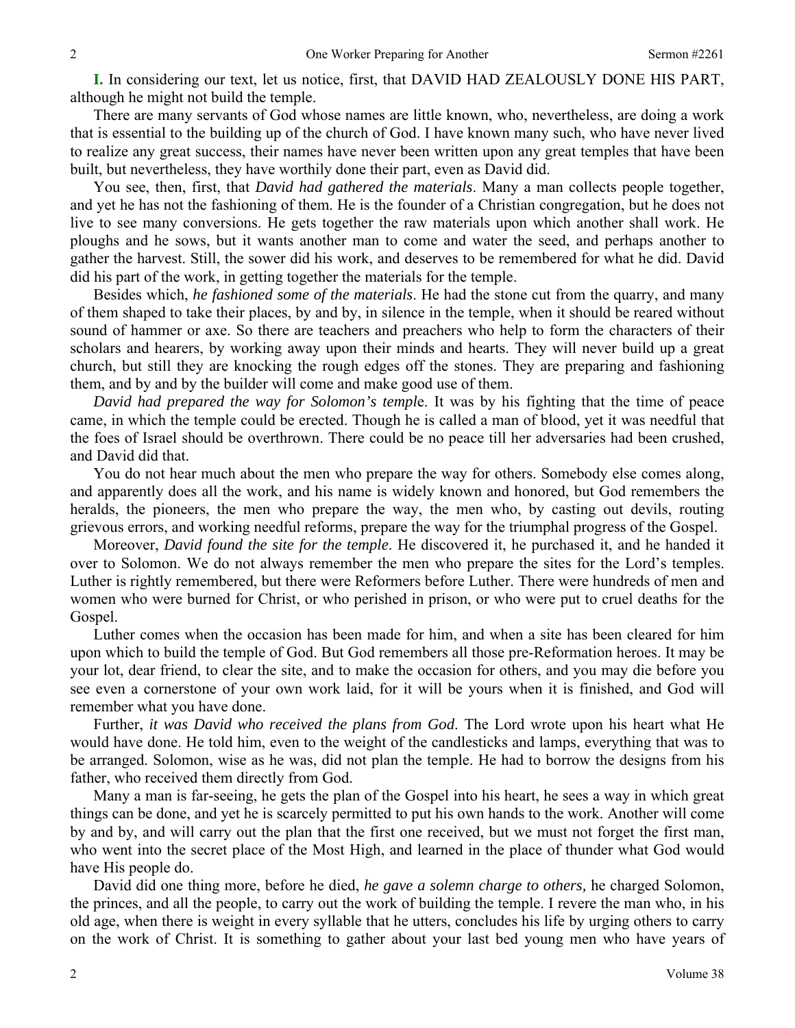**I.** In considering our text, let us notice, first, that DAVID HAD ZEALOUSLY DONE HIS PART, although he might not build the temple.

There are many servants of God whose names are little known, who, nevertheless, are doing a work that is essential to the building up of the church of God. I have known many such, who have never lived to realize any great success, their names have never been written upon any great temples that have been built, but nevertheless, they have worthily done their part, even as David did.

You see, then, first, that *David had gathered the materials*. Many a man collects people together, and yet he has not the fashioning of them. He is the founder of a Christian congregation, but he does not live to see many conversions. He gets together the raw materials upon which another shall work. He ploughs and he sows, but it wants another man to come and water the seed, and perhaps another to gather the harvest. Still, the sower did his work, and deserves to be remembered for what he did. David did his part of the work, in getting together the materials for the temple.

Besides which, *he fashioned some of the materials*. He had the stone cut from the quarry, and many of them shaped to take their places, by and by, in silence in the temple, when it should be reared without sound of hammer or axe. So there are teachers and preachers who help to form the characters of their scholars and hearers, by working away upon their minds and hearts. They will never build up a great church, but still they are knocking the rough edges off the stones. They are preparing and fashioning them, and by and by the builder will come and make good use of them.

*David had prepared the way for Solomon's temple*. It was by his fighting that the time of peace came, in which the temple could be erected. Though he is called a man of blood, yet it was needful that the foes of Israel should be overthrown. There could be no peace till her adversaries had been crushed, and David did that.

You do not hear much about the men who prepare the way for others. Somebody else comes along, and apparently does all the work, and his name is widely known and honored, but God remembers the heralds, the pioneers, the men who prepare the way, the men who, by casting out devils, routing grievous errors, and working needful reforms, prepare the way for the triumphal progress of the Gospel.

Moreover, *David found the site for the temple*. He discovered it, he purchased it, and he handed it over to Solomon. We do not always remember the men who prepare the sites for the Lord's temples. Luther is rightly remembered, but there were Reformers before Luther. There were hundreds of men and women who were burned for Christ, or who perished in prison, or who were put to cruel deaths for the Gospel.

Luther comes when the occasion has been made for him, and when a site has been cleared for him upon which to build the temple of God. But God remembers all those pre-Reformation heroes. It may be your lot, dear friend, to clear the site, and to make the occasion for others, and you may die before you see even a cornerstone of your own work laid, for it will be yours when it is finished, and God will remember what you have done.

Further, *it was David who received the plans from God*. The Lord wrote upon his heart what He would have done. He told him, even to the weight of the candlesticks and lamps, everything that was to be arranged. Solomon, wise as he was, did not plan the temple. He had to borrow the designs from his father, who received them directly from God.

Many a man is far-seeing, he gets the plan of the Gospel into his heart, he sees a way in which great things can be done, and yet he is scarcely permitted to put his own hands to the work. Another will come by and by, and will carry out the plan that the first one received, but we must not forget the first man, who went into the secret place of the Most High, and learned in the place of thunder what God would have His people do.

David did one thing more, before he died, *he gave a solemn charge to others,* he charged Solomon, the princes, and all the people, to carry out the work of building the temple. I revere the man who, in his old age, when there is weight in every syllable that he utters, concludes his life by urging others to carry on the work of Christ. It is something to gather about your last bed young men who have years of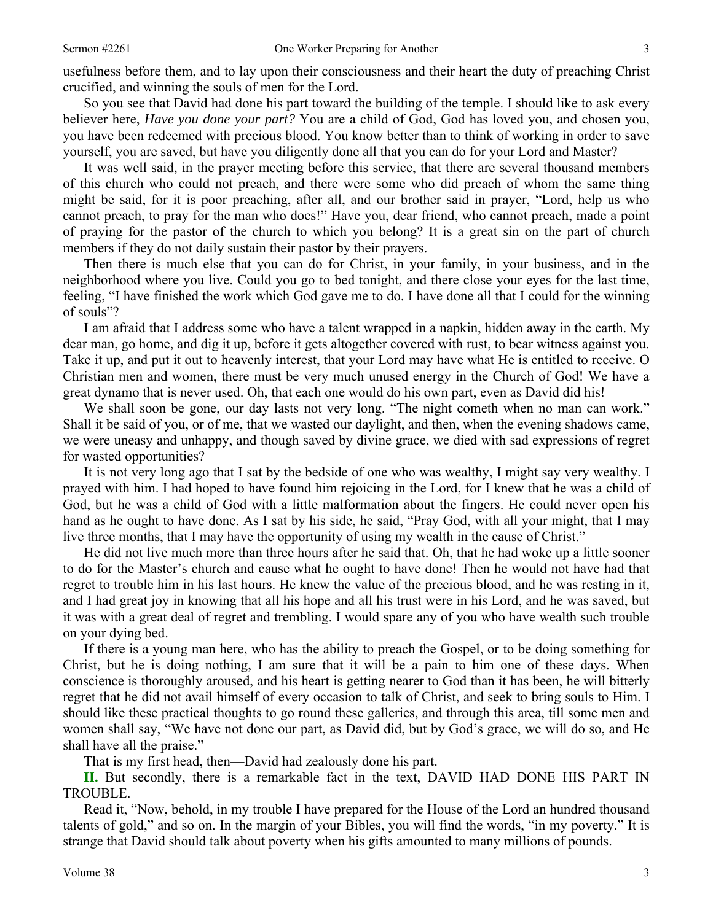usefulness before them, and to lay upon their consciousness and their heart the duty of preaching Christ crucified, and winning the souls of men for the Lord.

So you see that David had done his part toward the building of the temple. I should like to ask every believer here, *Have you done your part?* You are a child of God, God has loved you, and chosen you, you have been redeemed with precious blood. You know better than to think of working in order to save yourself, you are saved, but have you diligently done all that you can do for your Lord and Master?

It was well said, in the prayer meeting before this service, that there are several thousand members of this church who could not preach, and there were some who did preach of whom the same thing might be said, for it is poor preaching, after all, and our brother said in prayer, "Lord, help us who cannot preach, to pray for the man who does!" Have you, dear friend, who cannot preach, made a point of praying for the pastor of the church to which you belong? It is a great sin on the part of church members if they do not daily sustain their pastor by their prayers.

Then there is much else that you can do for Christ, in your family, in your business, and in the neighborhood where you live. Could you go to bed tonight, and there close your eyes for the last time, feeling, "I have finished the work which God gave me to do. I have done all that I could for the winning of souls"?

I am afraid that I address some who have a talent wrapped in a napkin, hidden away in the earth. My dear man, go home, and dig it up, before it gets altogether covered with rust, to bear witness against you. Take it up, and put it out to heavenly interest, that your Lord may have what He is entitled to receive. O Christian men and women, there must be very much unused energy in the Church of God! We have a great dynamo that is never used. Oh, that each one would do his own part, even as David did his!

We shall soon be gone, our day lasts not very long. "The night cometh when no man can work." Shall it be said of you, or of me, that we wasted our daylight, and then, when the evening shadows came, we were uneasy and unhappy, and though saved by divine grace, we died with sad expressions of regret for wasted opportunities?

It is not very long ago that I sat by the bedside of one who was wealthy, I might say very wealthy. I prayed with him. I had hoped to have found him rejoicing in the Lord, for I knew that he was a child of God, but he was a child of God with a little malformation about the fingers. He could never open his hand as he ought to have done. As I sat by his side, he said, "Pray God, with all your might, that I may live three months, that I may have the opportunity of using my wealth in the cause of Christ."

He did not live much more than three hours after he said that. Oh, that he had woke up a little sooner to do for the Master's church and cause what he ought to have done! Then he would not have had that regret to trouble him in his last hours. He knew the value of the precious blood, and he was resting in it, and I had great joy in knowing that all his hope and all his trust were in his Lord, and he was saved, but it was with a great deal of regret and trembling. I would spare any of you who have wealth such trouble on your dying bed.

If there is a young man here, who has the ability to preach the Gospel, or to be doing something for Christ, but he is doing nothing, I am sure that it will be a pain to him one of these days. When conscience is thoroughly aroused, and his heart is getting nearer to God than it has been, he will bitterly regret that he did not avail himself of every occasion to talk of Christ, and seek to bring souls to Him. I should like these practical thoughts to go round these galleries, and through this area, till some men and women shall say, "We have not done our part, as David did, but by God's grace, we will do so, and He shall have all the praise."

That is my first head, then—David had zealously done his part.

**II.** But secondly, there is a remarkable fact in the text, DAVID HAD DONE HIS PART IN TROUBLE.

Read it, "Now, behold, in my trouble I have prepared for the House of the Lord an hundred thousand talents of gold," and so on. In the margin of your Bibles, you will find the words, "in my poverty." It is strange that David should talk about poverty when his gifts amounted to many millions of pounds.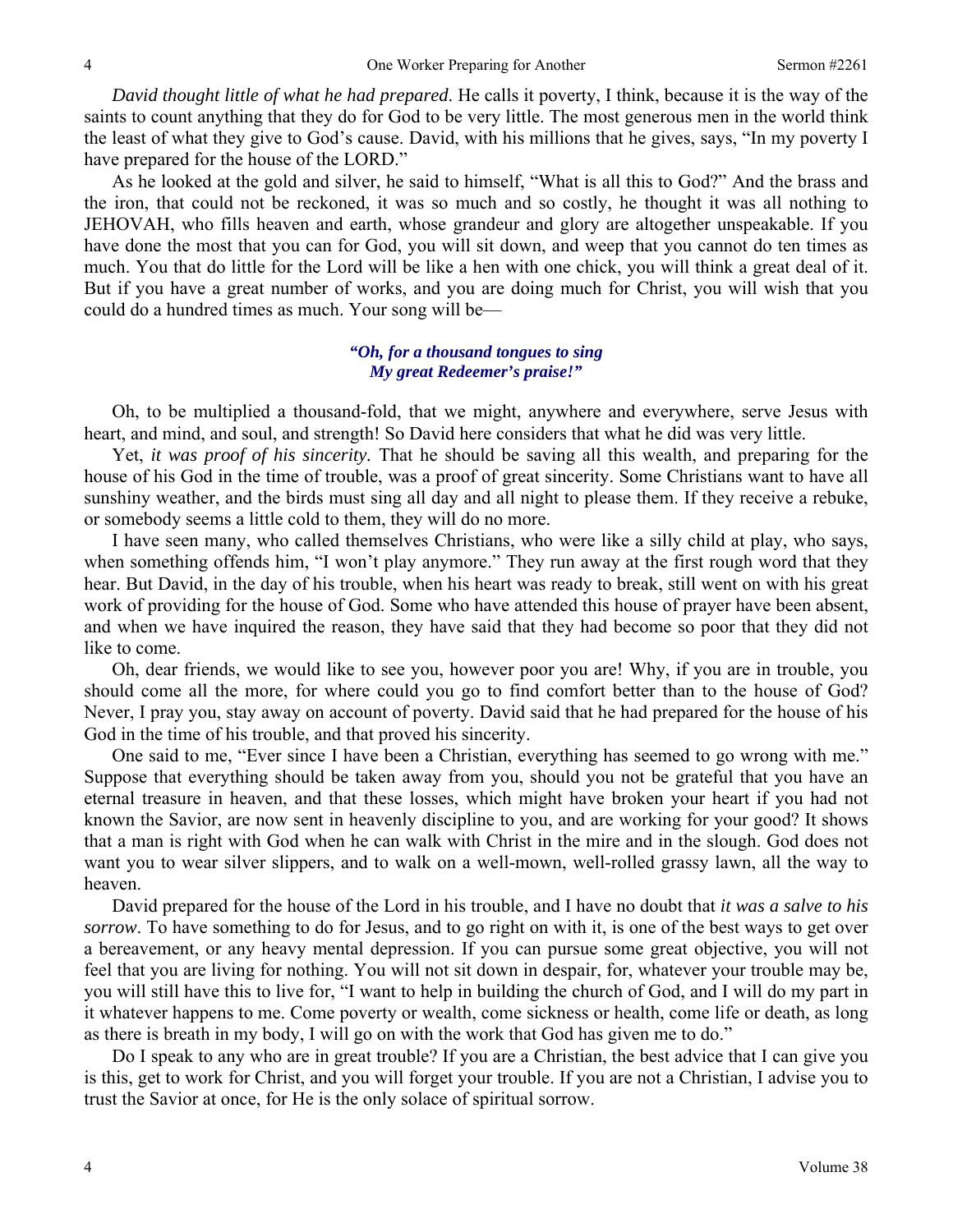*David thought little of what he had prepared*. He calls it poverty, I think, because it is the way of the saints to count anything that they do for God to be very little. The most generous men in the world think the least of what they give to God's cause. David, with his millions that he gives, says, "In my poverty I have prepared for the house of the LORD."

As he looked at the gold and silver, he said to himself, "What is all this to God?" And the brass and the iron, that could not be reckoned, it was so much and so costly, he thought it was all nothing to JEHOVAH, who fills heaven and earth, whose grandeur and glory are altogether unspeakable. If you have done the most that you can for God, you will sit down, and weep that you cannot do ten times as much. You that do little for the Lord will be like a hen with one chick, you will think a great deal of it. But if you have a great number of works, and you are doing much for Christ, you will wish that you could do a hundred times as much. Your song will be—

> ***"Oh, for a thousand tongues to sing***
> ***My great Redeemer's praise!"***

Oh, to be multiplied a thousand-fold, that we might, anywhere and everywhere, serve Jesus with heart, and mind, and soul, and strength! So David here considers that what he did was very little.

Yet, *it was proof of his sincerity*. That he should be saving all this wealth, and preparing for the house of his God in the time of trouble, was a proof of great sincerity. Some Christians want to have all sunshiny weather, and the birds must sing all day and all night to please them. If they receive a rebuke, or somebody seems a little cold to them, they will do no more.

I have seen many, who called themselves Christians, who were like a silly child at play, who says, when something offends him, "I won't play anymore." They run away at the first rough word that they hear. But David, in the day of his trouble, when his heart was ready to break, still went on with his great work of providing for the house of God. Some who have attended this house of prayer have been absent, and when we have inquired the reason, they have said that they had become so poor that they did not like to come.

Oh, dear friends, we would like to see you, however poor you are! Why, if you are in trouble, you should come all the more, for where could you go to find comfort better than to the house of God? Never, I pray you, stay away on account of poverty. David said that he had prepared for the house of his God in the time of his trouble, and that proved his sincerity.

One said to me, "Ever since I have been a Christian, everything has seemed to go wrong with me." Suppose that everything should be taken away from you, should you not be grateful that you have an eternal treasure in heaven, and that these losses, which might have broken your heart if you had not known the Savior, are now sent in heavenly discipline to you, and are working for your good? It shows that a man is right with God when he can walk with Christ in the mire and in the slough. God does not want you to wear silver slippers, and to walk on a well-mown, well-rolled grassy lawn, all the way to heaven.

David prepared for the house of the Lord in his trouble, and I have no doubt that *it was a salve to his sorrow*. To have something to do for Jesus, and to go right on with it, is one of the best ways to get over a bereavement, or any heavy mental depression. If you can pursue some great objective, you will not feel that you are living for nothing. You will not sit down in despair, for, whatever your trouble may be, you will still have this to live for, "I want to help in building the church of God, and I will do my part in it whatever happens to me. Come poverty or wealth, come sickness or health, come life or death, as long as there is breath in my body, I will go on with the work that God has given me to do."

Do I speak to any who are in great trouble? If you are a Christian, the best advice that I can give you is this, get to work for Christ, and you will forget your trouble. If you are not a Christian, I advise you to trust the Savior at once, for He is the only solace of spiritual sorrow.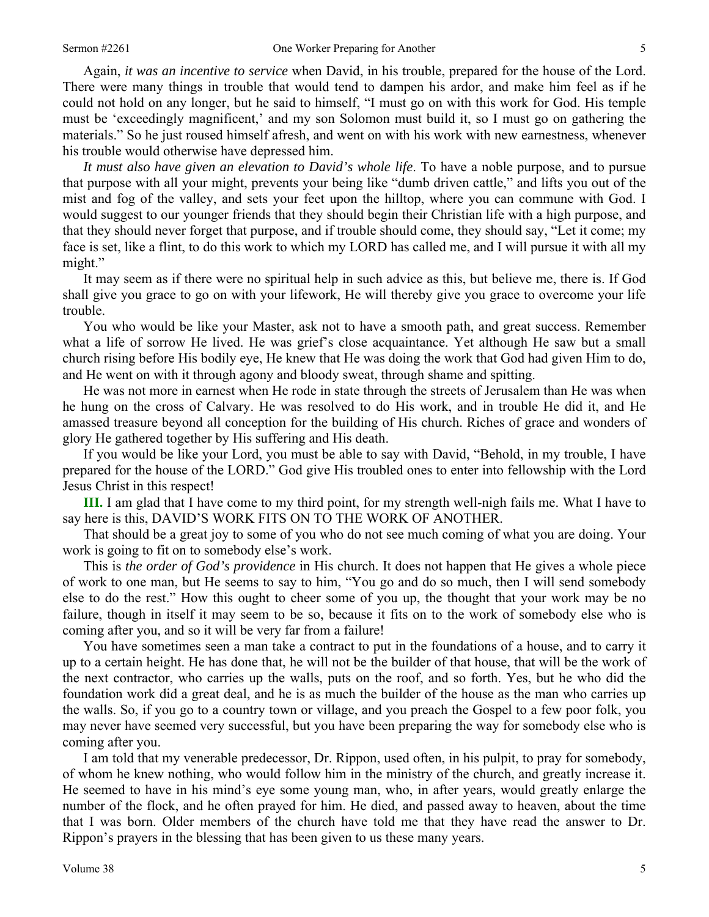Again, *it was an incentive to service* when David, in his trouble, prepared for the house of the Lord. There were many things in trouble that would tend to dampen his ardor, and make him feel as if he could not hold on any longer, but he said to himself, "I must go on with this work for God. His temple must be 'exceedingly magnificent,' and my son Solomon must build it, so I must go on gathering the materials." So he just roused himself afresh, and went on with his work with new earnestness, whenever his trouble would otherwise have depressed him.

*It must also have given an elevation to David's whole life*. To have a noble purpose, and to pursue that purpose with all your might, prevents your being like "dumb driven cattle," and lifts you out of the mist and fog of the valley, and sets your feet upon the hilltop, where you can commune with God. I would suggest to our younger friends that they should begin their Christian life with a high purpose, and that they should never forget that purpose, and if trouble should come, they should say, "Let it come; my face is set, like a flint, to do this work to which my LORD has called me, and I will pursue it with all my might."

It may seem as if there were no spiritual help in such advice as this, but believe me, there is. If God shall give you grace to go on with your lifework, He will thereby give you grace to overcome your life trouble.

You who would be like your Master, ask not to have a smooth path, and great success. Remember what a life of sorrow He lived. He was grief's close acquaintance. Yet although He saw but a small church rising before His bodily eye, He knew that He was doing the work that God had given Him to do, and He went on with it through agony and bloody sweat, through shame and spitting.

He was not more in earnest when He rode in state through the streets of Jerusalem than He was when he hung on the cross of Calvary. He was resolved to do His work, and in trouble He did it, and He amassed treasure beyond all conception for the building of His church. Riches of grace and wonders of glory He gathered together by His suffering and His death.

If you would be like your Lord, you must be able to say with David, "Behold, in my trouble, I have prepared for the house of the LORD." God give His troubled ones to enter into fellowship with the Lord Jesus Christ in this respect!

**III.** I am glad that I have come to my third point, for my strength well-nigh fails me. What I have to say here is this, DAVID'S WORK FITS ON TO THE WORK OF ANOTHER.

That should be a great joy to some of you who do not see much coming of what you are doing. Your work is going to fit on to somebody else's work.

This is *the order of God's providence* in His church. It does not happen that He gives a whole piece of work to one man, but He seems to say to him, "You go and do so much, then I will send somebody else to do the rest." How this ought to cheer some of you up, the thought that your work may be no failure, though in itself it may seem to be so, because it fits on to the work of somebody else who is coming after you, and so it will be very far from a failure!

You have sometimes seen a man take a contract to put in the foundations of a house, and to carry it up to a certain height. He has done that, he will not be the builder of that house, that will be the work of the next contractor, who carries up the walls, puts on the roof, and so forth. Yes, but he who did the foundation work did a great deal, and he is as much the builder of the house as the man who carries up the walls. So, if you go to a country town or village, and you preach the Gospel to a few poor folk, you may never have seemed very successful, but you have been preparing the way for somebody else who is coming after you.

I am told that my venerable predecessor, Dr. Rippon, used often, in his pulpit, to pray for somebody, of whom he knew nothing, who would follow him in the ministry of the church, and greatly increase it. He seemed to have in his mind's eye some young man, who, in after years, would greatly enlarge the number of the flock, and he often prayed for him. He died, and passed away to heaven, about the time that I was born. Older members of the church have told me that they have read the answer to Dr. Rippon's prayers in the blessing that has been given to us these many years.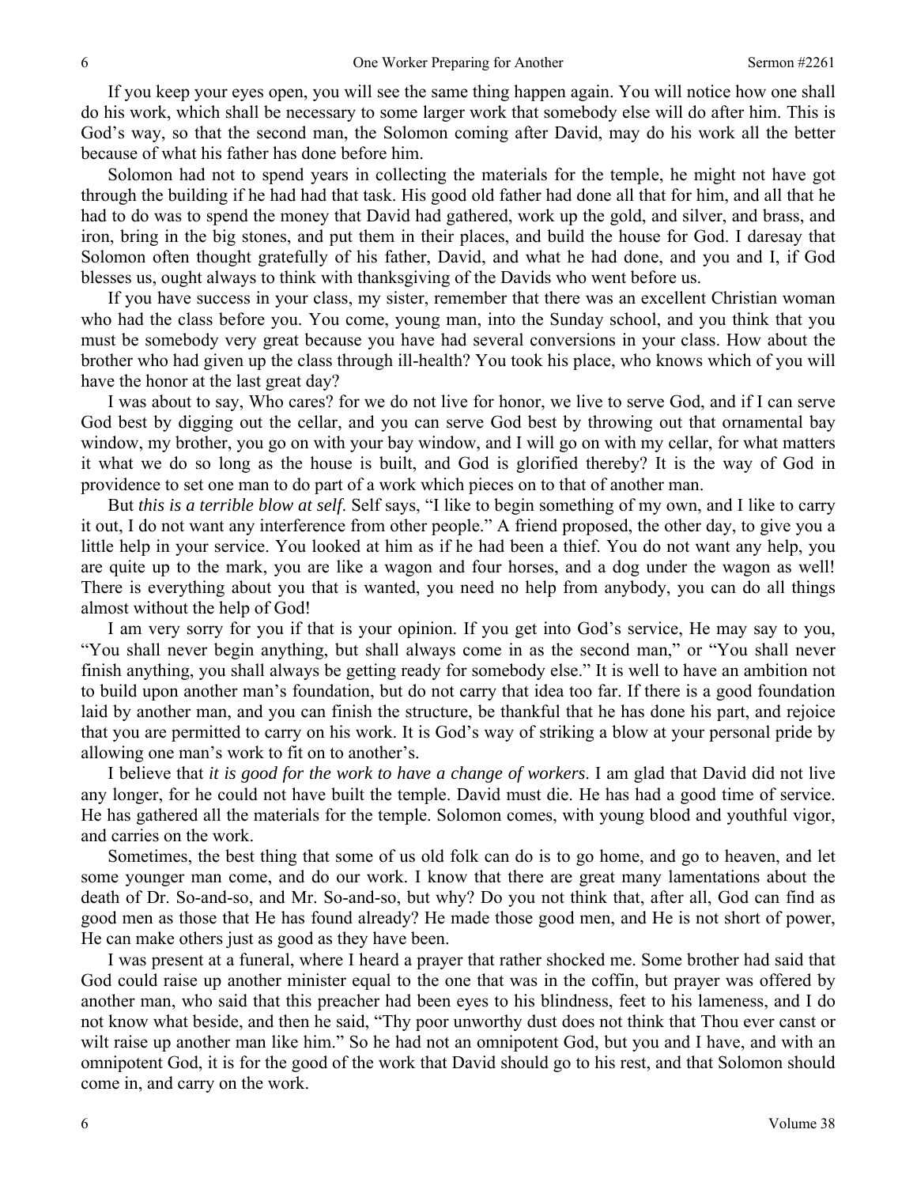If you keep your eyes open, you will see the same thing happen again. You will notice how one shall do his work, which shall be necessary to some larger work that somebody else will do after him. This is God's way, so that the second man, the Solomon coming after David, may do his work all the better because of what his father has done before him.

Solomon had not to spend years in collecting the materials for the temple, he might not have got through the building if he had had that task. His good old father had done all that for him, and all that he had to do was to spend the money that David had gathered, work up the gold, and silver, and brass, and iron, bring in the big stones, and put them in their places, and build the house for God. I daresay that Solomon often thought gratefully of his father, David, and what he had done, and you and I, if God blesses us, ought always to think with thanksgiving of the Davids who went before us.

If you have success in your class, my sister, remember that there was an excellent Christian woman who had the class before you. You come, young man, into the Sunday school, and you think that you must be somebody very great because you have had several conversions in your class. How about the brother who had given up the class through ill-health? You took his place, who knows which of you will have the honor at the last great day?

I was about to say, Who cares? for we do not live for honor, we live to serve God, and if I can serve God best by digging out the cellar, and you can serve God best by throwing out that ornamental bay window, my brother, you go on with your bay window, and I will go on with my cellar, for what matters it what we do so long as the house is built, and God is glorified thereby? It is the way of God in providence to set one man to do part of a work which pieces on to that of another man.

But *this is a terrible blow at self*. Self says, "I like to begin something of my own, and I like to carry it out, I do not want any interference from other people." A friend proposed, the other day, to give you a little help in your service. You looked at him as if he had been a thief. You do not want any help, you are quite up to the mark, you are like a wagon and four horses, and a dog under the wagon as well! There is everything about you that is wanted, you need no help from anybody, you can do all things almost without the help of God!

I am very sorry for you if that is your opinion. If you get into God's service, He may say to you, "You shall never begin anything, but shall always come in as the second man," or "You shall never finish anything, you shall always be getting ready for somebody else." It is well to have an ambition not to build upon another man's foundation, but do not carry that idea too far. If there is a good foundation laid by another man, and you can finish the structure, be thankful that he has done his part, and rejoice that you are permitted to carry on his work. It is God's way of striking a blow at your personal pride by allowing one man's work to fit on to another's.

I believe that *it is good for the work to have a change of workers*. I am glad that David did not live any longer, for he could not have built the temple. David must die. He has had a good time of service. He has gathered all the materials for the temple. Solomon comes, with young blood and youthful vigor, and carries on the work.

Sometimes, the best thing that some of us old folk can do is to go home, and go to heaven, and let some younger man come, and do our work. I know that there are great many lamentations about the death of Dr. So-and-so, and Mr. So-and-so, but why? Do you not think that, after all, God can find as good men as those that He has found already? He made those good men, and He is not short of power, He can make others just as good as they have been.

I was present at a funeral, where I heard a prayer that rather shocked me. Some brother had said that God could raise up another minister equal to the one that was in the coffin, but prayer was offered by another man, who said that this preacher had been eyes to his blindness, feet to his lameness, and I do not know what beside, and then he said, "Thy poor unworthy dust does not think that Thou ever canst or wilt raise up another man like him." So he had not an omnipotent God, but you and I have, and with an omnipotent God, it is for the good of the work that David should go to his rest, and that Solomon should come in, and carry on the work.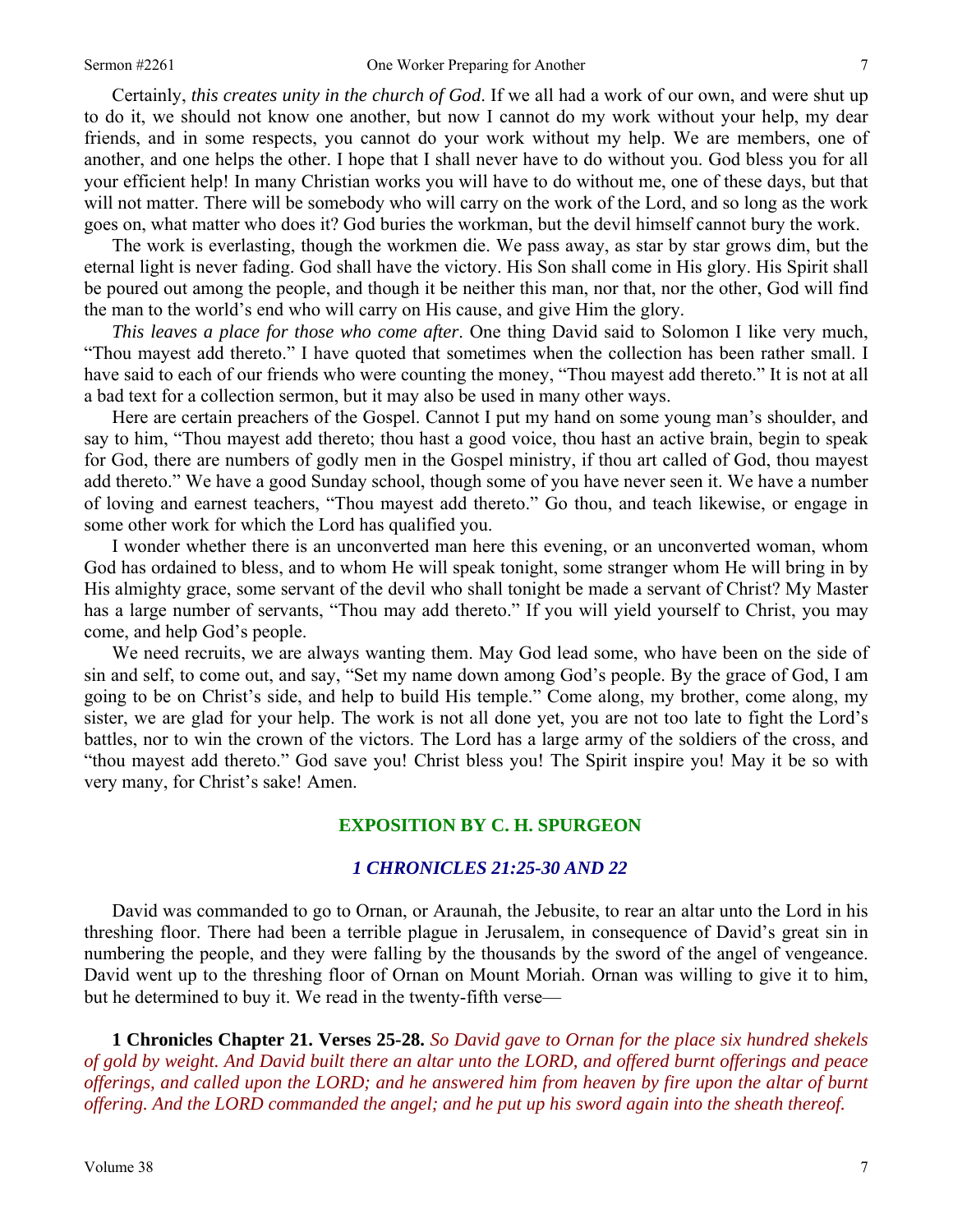Certainly, *this creates unity in the church of God*. If we all had a work of our own, and were shut up to do it, we should not know one another, but now I cannot do my work without your help, my dear friends, and in some respects, you cannot do your work without my help. We are members, one of another, and one helps the other. I hope that I shall never have to do without you. God bless you for all your efficient help! In many Christian works you will have to do without me, one of these days, but that will not matter. There will be somebody who will carry on the work of the Lord, and so long as the work goes on, what matter who does it? God buries the workman, but the devil himself cannot bury the work.

The work is everlasting, though the workmen die. We pass away, as star by star grows dim, but the eternal light is never fading. God shall have the victory. His Son shall come in His glory. His Spirit shall be poured out among the people, and though it be neither this man, nor that, nor the other, God will find the man to the world's end who will carry on His cause, and give Him the glory.

*This leaves a place for those who come after*. One thing David said to Solomon I like very much, "Thou mayest add thereto." I have quoted that sometimes when the collection has been rather small. I have said to each of our friends who were counting the money, "Thou mayest add thereto." It is not at all a bad text for a collection sermon, but it may also be used in many other ways.

Here are certain preachers of the Gospel. Cannot I put my hand on some young man's shoulder, and say to him, "Thou mayest add thereto; thou hast a good voice, thou hast an active brain, begin to speak for God, there are numbers of godly men in the Gospel ministry, if thou art called of God, thou mayest add thereto." We have a good Sunday school, though some of you have never seen it. We have a number of loving and earnest teachers, "Thou mayest add thereto." Go thou, and teach likewise, or engage in some other work for which the Lord has qualified you.

I wonder whether there is an unconverted man here this evening, or an unconverted woman, whom God has ordained to bless, and to whom He will speak tonight, some stranger whom He will bring in by His almighty grace, some servant of the devil who shall tonight be made a servant of Christ? My Master has a large number of servants, "Thou may add thereto." If you will yield yourself to Christ, you may come, and help God's people.

We need recruits, we are always wanting them. May God lead some, who have been on the side of sin and self, to come out, and say, "Set my name down among God's people. By the grace of God, I am going to be on Christ's side, and help to build His temple." Come along, my brother, come along, my sister, we are glad for your help. The work is not all done yet, you are not too late to fight the Lord's battles, nor to win the crown of the victors. The Lord has a large army of the soldiers of the cross, and "thou mayest add thereto." God save you! Christ bless you! The Spirit inspire you! May it be so with very many, for Christ's sake! Amen.

## EXPOSITION BY C. H. SPURGEON

### *1 CHRONICLES 21:25-30 AND 22*

David was commanded to go to Ornan, or Araunah, the Jebusite, to rear an altar unto the Lord in his threshing floor. There had been a terrible plague in Jerusalem, in consequence of David's great sin in numbering the people, and they were falling by the thousands by the sword of the angel of vengeance. David went up to the threshing floor of Ornan on Mount Moriah. Ornan was willing to give it to him, but he determined to buy it. We read in the twenty-fifth verse—

**1 Chronicles Chapter 21. Verses 25-28.** *So David gave to Ornan for the place six hundred shekels of gold by weight. And David built there an altar unto the LORD, and offered burnt offerings and peace offerings, and called upon the LORD; and he answered him from heaven by fire upon the altar of burnt offering. And the LORD commanded the angel; and he put up his sword again into the sheath thereof.*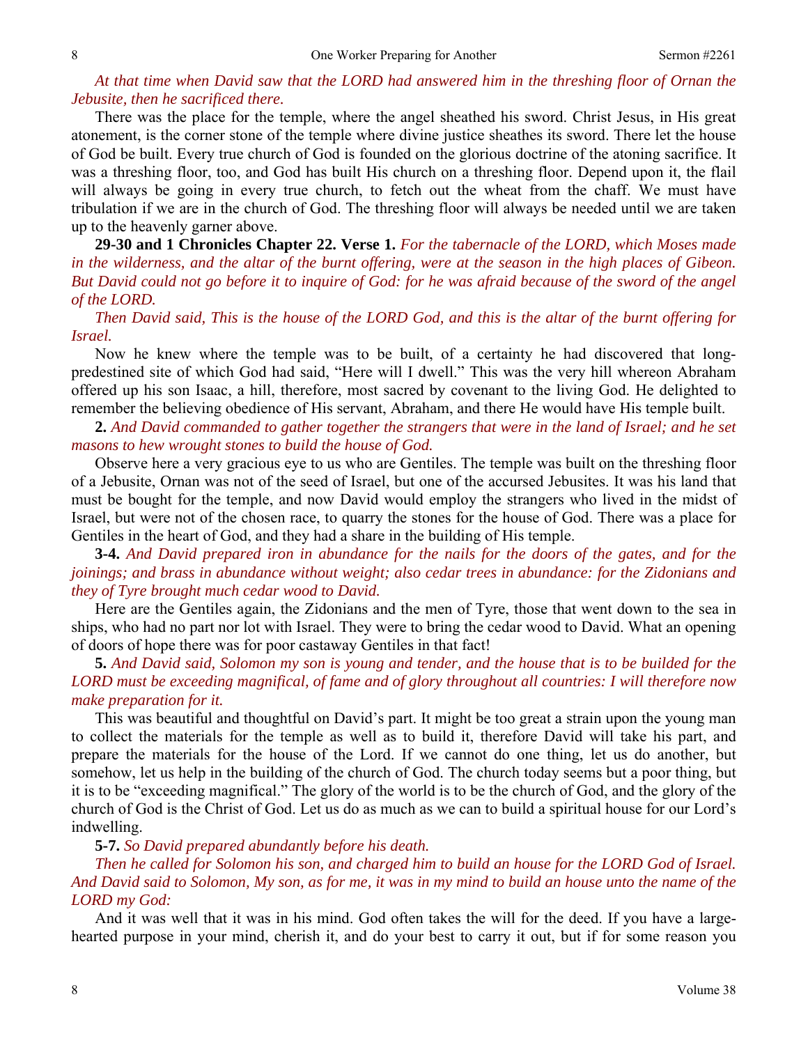*At that time when David saw that the LORD had answered him in the threshing floor of Ornan the Jebusite, then he sacrificed there.*

There was the place for the temple, where the angel sheathed his sword. Christ Jesus, in His great atonement, is the corner stone of the temple where divine justice sheathes its sword. There let the house of God be built. Every true church of God is founded on the glorious doctrine of the atoning sacrifice. It was a threshing floor, too, and God has built His church on a threshing floor. Depend upon it, the flail will always be going in every true church, to fetch out the wheat from the chaff. We must have tribulation if we are in the church of God. The threshing floor will always be needed until we are taken up to the heavenly garner above.

**29-30 and 1 Chronicles Chapter 22. Verse 1.** *For the tabernacle of the LORD, which Moses made in the wilderness, and the altar of the burnt offering, were at the season in the high places of Gibeon. But David could not go before it to inquire of God: for he was afraid because of the sword of the angel of the LORD.*

*Then David said, This is the house of the LORD God, and this is the altar of the burnt offering for Israel.*

Now he knew where the temple was to be built, of a certainty he had discovered that long-predestined site of which God had said, "Here will I dwell." This was the very hill whereon Abraham offered up his son Isaac, a hill, therefore, most sacred by covenant to the living God. He delighted to remember the believing obedience of His servant, Abraham, and there He would have His temple built.

**2.** *And David commanded to gather together the strangers that were in the land of Israel; and he set masons to hew wrought stones to build the house of God.*

Observe here a very gracious eye to us who are Gentiles. The temple was built on the threshing floor of a Jebusite, Ornan was not of the seed of Israel, but one of the accursed Jebusites. It was his land that must be bought for the temple, and now David would employ the strangers who lived in the midst of Israel, but were not of the chosen race, to quarry the stones for the house of God. There was a place for Gentiles in the heart of God, and they had a share in the building of His temple.

**3-4.** *And David prepared iron in abundance for the nails for the doors of the gates, and for the joinings; and brass in abundance without weight; also cedar trees in abundance: for the Zidonians and they of Tyre brought much cedar wood to David.*

Here are the Gentiles again, the Zidonians and the men of Tyre, those that went down to the sea in ships, who had no part nor lot with Israel. They were to bring the cedar wood to David. What an opening of doors of hope there was for poor castaway Gentiles in that fact!

**5.** *And David said, Solomon my son is young and tender, and the house that is to be builded for the LORD must be exceeding magnifical, of fame and of glory throughout all countries: I will therefore now make preparation for it.*

This was beautiful and thoughtful on David's part. It might be too great a strain upon the young man to collect the materials for the temple as well as to build it, therefore David will take his part, and prepare the materials for the house of the Lord. If we cannot do one thing, let us do another, but somehow, let us help in the building of the church of God. The church today seems but a poor thing, but it is to be "exceeding magnifical." The glory of the world is to be the church of God, and the glory of the church of God is the Christ of God. Let us do as much as we can to build a spiritual house for our Lord's indwelling.

**5-7.** *So David prepared abundantly before his death.*

*Then he called for Solomon his son, and charged him to build an house for the LORD God of Israel. And David said to Solomon, My son, as for me, it was in my mind to build an house unto the name of the LORD my God:*

And it was well that it was in his mind. God often takes the will for the deed. If you have a large-hearted purpose in your mind, cherish it, and do your best to carry it out, but if for some reason you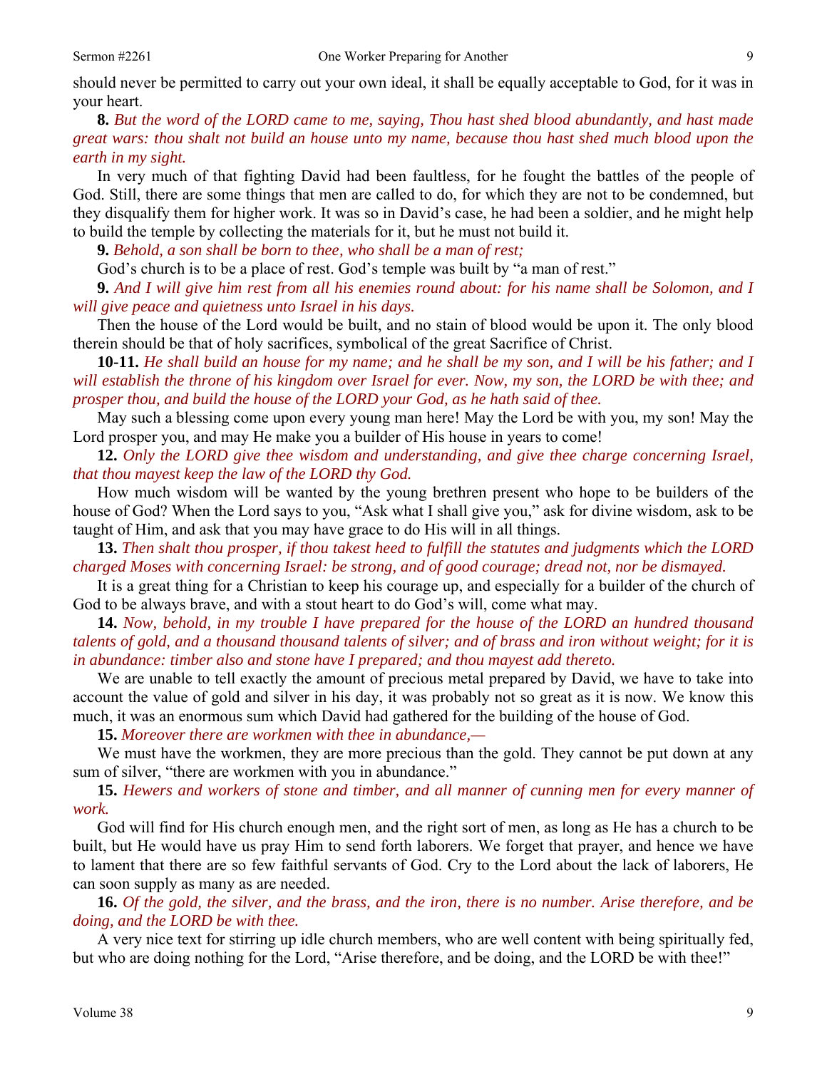should never be permitted to carry out your own ideal, it shall be equally acceptable to God, for it was in your heart.

**8.** *But the word of the LORD came to me, saying, Thou hast shed blood abundantly, and hast made great wars: thou shalt not build an house unto my name, because thou hast shed much blood upon the earth in my sight.*

In very much of that fighting David had been faultless, for he fought the battles of the people of God. Still, there are some things that men are called to do, for which they are not to be condemned, but they disqualify them for higher work. It was so in David's case, he had been a soldier, and he might help to build the temple by collecting the materials for it, but he must not build it.

**9.** *Behold, a son shall be born to thee, who shall be a man of rest;*

God's church is to be a place of rest. God's temple was built by "a man of rest."

**9.** *And I will give him rest from all his enemies round about: for his name shall be Solomon, and I will give peace and quietness unto Israel in his days.*

Then the house of the Lord would be built, and no stain of blood would be upon it. The only blood therein should be that of holy sacrifices, symbolical of the great Sacrifice of Christ.

**10-11.** *He shall build an house for my name; and he shall be my son, and I will be his father; and I will establish the throne of his kingdom over Israel for ever. Now, my son, the LORD be with thee; and prosper thou, and build the house of the LORD your God, as he hath said of thee.*

May such a blessing come upon every young man here! May the Lord be with you, my son! May the Lord prosper you, and may He make you a builder of His house in years to come!

**12.** *Only the LORD give thee wisdom and understanding, and give thee charge concerning Israel, that thou mayest keep the law of the LORD thy God.*

How much wisdom will be wanted by the young brethren present who hope to be builders of the house of God? When the Lord says to you, "Ask what I shall give you," ask for divine wisdom, ask to be taught of Him, and ask that you may have grace to do His will in all things.

**13.** *Then shalt thou prosper, if thou takest heed to fulfill the statutes and judgments which the LORD charged Moses with concerning Israel: be strong, and of good courage; dread not, nor be dismayed.*

It is a great thing for a Christian to keep his courage up, and especially for a builder of the church of God to be always brave, and with a stout heart to do God's will, come what may.

**14.** *Now, behold, in my trouble I have prepared for the house of the LORD an hundred thousand talents of gold, and a thousand thousand talents of silver; and of brass and iron without weight; for it is in abundance: timber also and stone have I prepared; and thou mayest add thereto.*

We are unable to tell exactly the amount of precious metal prepared by David, we have to take into account the value of gold and silver in his day, it was probably not so great as it is now. We know this much, it was an enormous sum which David had gathered for the building of the house of God.

**15.** *Moreover there are workmen with thee in abundance,—*

We must have the workmen, they are more precious than the gold. They cannot be put down at any sum of silver, "there are workmen with you in abundance."

**15.** *Hewers and workers of stone and timber, and all manner of cunning men for every manner of work.*

God will find for His church enough men, and the right sort of men, as long as He has a church to be built, but He would have us pray Him to send forth laborers. We forget that prayer, and hence we have to lament that there are so few faithful servants of God. Cry to the Lord about the lack of laborers, He can soon supply as many as are needed.

**16.** *Of the gold, the silver, and the brass, and the iron, there is no number. Arise therefore, and be doing, and the LORD be with thee.*

A very nice text for stirring up idle church members, who are well content with being spiritually fed, but who are doing nothing for the Lord, "Arise therefore, and be doing, and the LORD be with thee!"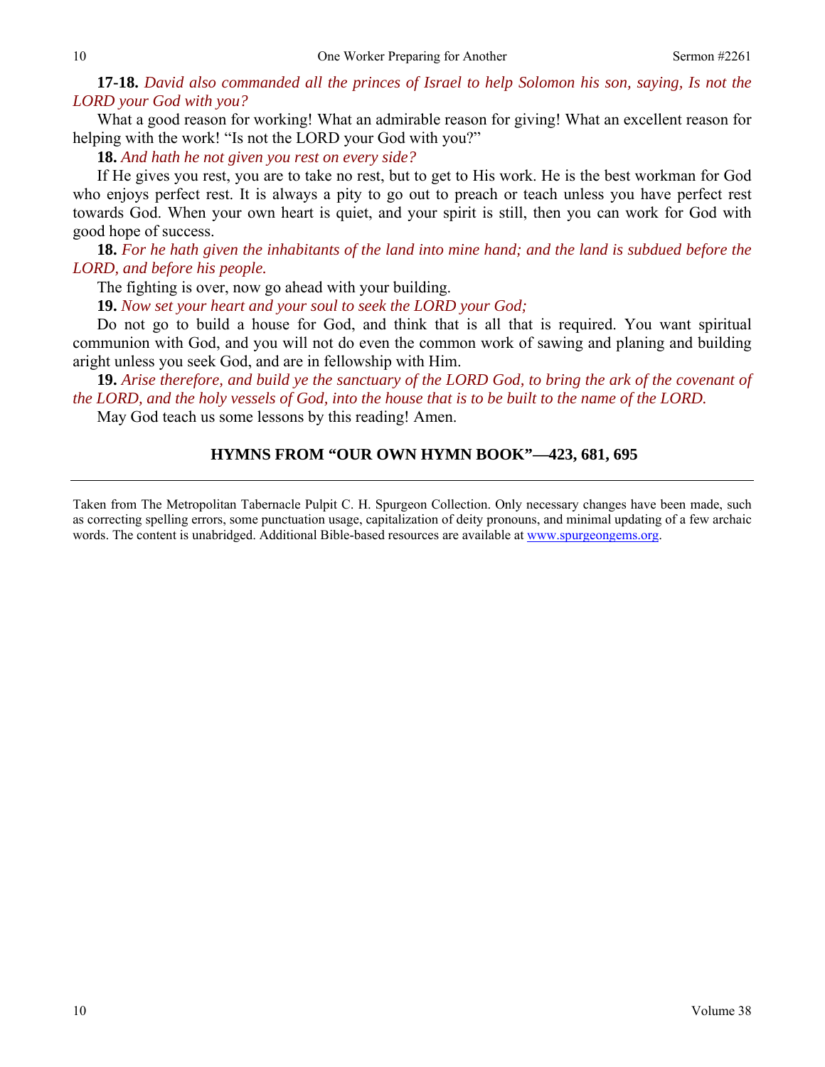**17-18.** *David also commanded all the princes of Israel to help Solomon his son, saying, Is not the LORD your God with you?*

What a good reason for working! What an admirable reason for giving! What an excellent reason for helping with the work! "Is not the LORD your God with you?"

**18.** *And hath he not given you rest on every side?*

If He gives you rest, you are to take no rest, but to get to His work. He is the best workman for God who enjoys perfect rest. It is always a pity to go out to preach or teach unless you have perfect rest towards God. When your own heart is quiet, and your spirit is still, then you can work for God with good hope of success.

**18.** *For he hath given the inhabitants of the land into mine hand; and the land is subdued before the LORD, and before his people.*

The fighting is over, now go ahead with your building.

**19.** *Now set your heart and your soul to seek the LORD your God;*

Do not go to build a house for God, and think that is all that is required. You want spiritual communion with God, and you will not do even the common work of sawing and planing and building aright unless you seek God, and are in fellowship with Him.

**19.** *Arise therefore, and build ye the sanctuary of the LORD God, to bring the ark of the covenant of the LORD, and the holy vessels of God, into the house that is to be built to the name of the LORD.*

May God teach us some lessons by this reading! Amen.

## HYMNS FROM "OUR OWN HYMN BOOK"—423, 681, 695

---

Taken from The Metropolitan Tabernacle Pulpit C. H. Spurgeon Collection. Only necessary changes have been made, such as correcting spelling errors, some punctuation usage, capitalization of deity pronouns, and minimal updating of a few archaic words. The content is unabridged. Additional Bible-based resources are available at www.spurgeongems.org.